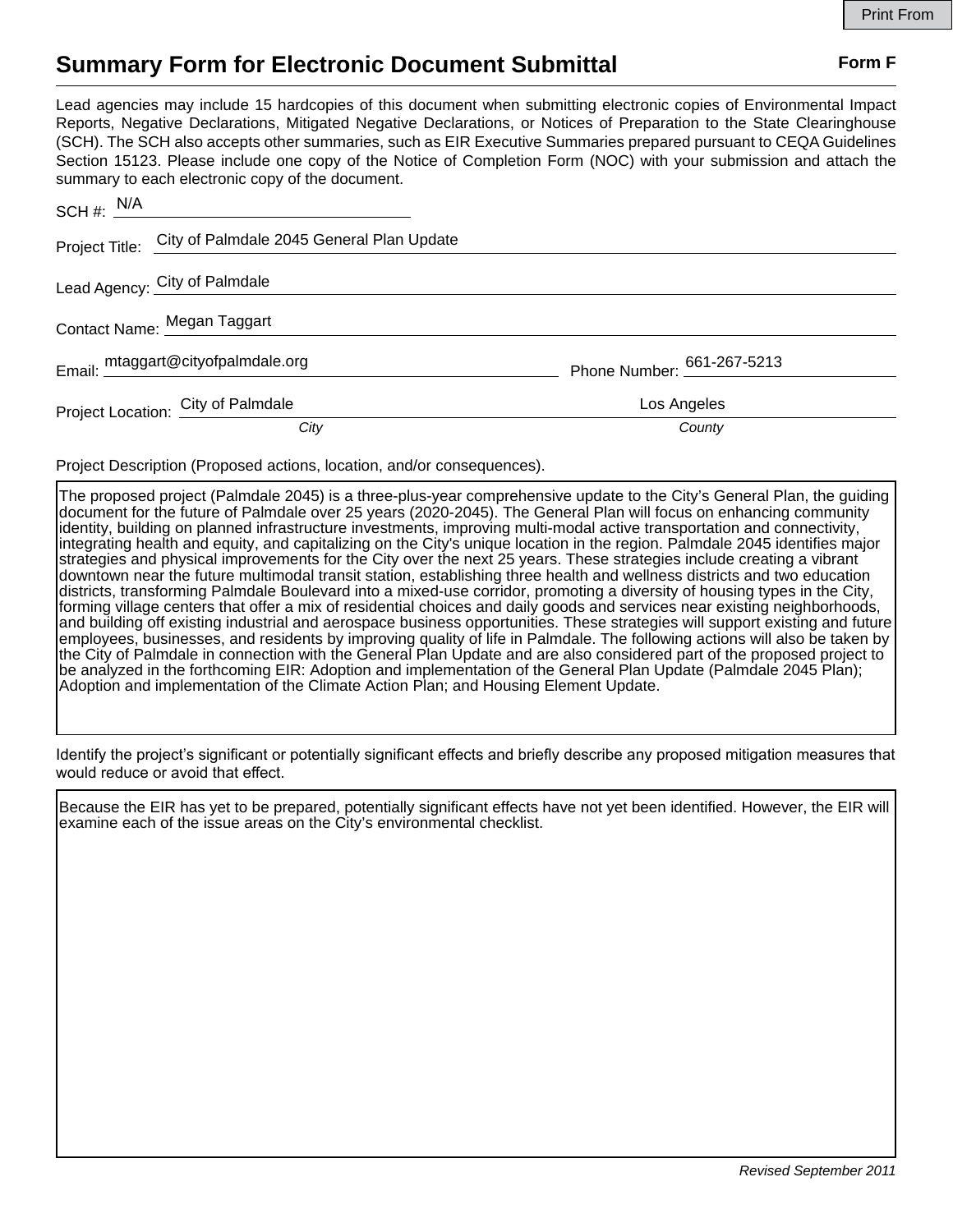Print From

# Summary Form for Electronic Document Submittal

**Form F**

Lead agencies may include 15 hardcopies of this document when submitting electronic copies of Environmental Impact Reports, Negative Declarations, Mitigated Negative Declarations, or Notices of Preparation to the State Clearinghouse (SCH). The SCH also accepts other summaries, such as EIR Executive Summaries prepared pursuant to CEQA Guidelines Section 15123. Please include one copy of the Notice of Completion Form (NOC) with your submission and attach the summary to each electronic copy of the document.

SCH #: N/A

Project Title: City of Palmdale 2045 General Plan Update

Lead Agency: City of Palmdale

Contact Name: Megan Taggart

Email: mtaggart@cityofpalmdale.org Phone Number: 661-267-5213

Project Location: City of Palmdale (*City*) Los Angeles (*County*)

Project Description (Proposed actions, location, and/or consequences).

The proposed project (Palmdale 2045) is a three-plus-year comprehensive update to the City's General Plan, the guiding document for the future of Palmdale over 25 years (2020-2045). The General Plan will focus on enhancing community identity, building on planned infrastructure investments, improving multi-modal active transportation and connectivity, integrating health and equity, and capitalizing on the City's unique location in the region. Palmdale 2045 identifies major strategies and physical improvements for the City over the next 25 years. These strategies include creating a vibrant downtown near the future multimodal transit station, establishing three health and wellness districts and two education districts, transforming Palmdale Boulevard into a mixed-use corridor, promoting a diversity of housing types in the City, forming village centers that offer a mix of residential choices and daily goods and services near existing neighborhoods, and building off existing industrial and aerospace business opportunities. These strategies will support existing and future employees, businesses, and residents by improving quality of life in Palmdale. The following actions will also be taken by the City of Palmdale in connection with the General Plan Update and are also considered part of the proposed project to be analyzed in the forthcoming EIR: Adoption and implementation of the General Plan Update (Palmdale 2045 Plan); Adoption and implementation of the Climate Action Plan; and Housing Element Update.

Identify the project's significant or potentially significant effects and briefly describe any proposed mitigation measures that would reduce or avoid that effect.

Because the EIR has yet to be prepared, potentially significant effects have not yet been identified. However, the EIR will examine each of the issue areas on the City's environmental checklist.

*Revised September 2011*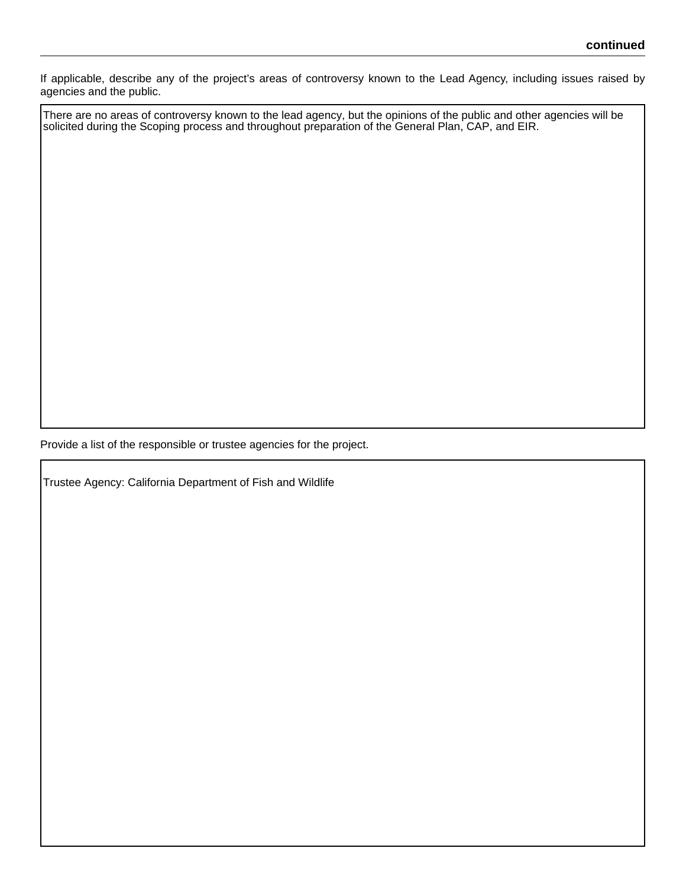**continued**

If applicable, describe any of the project's areas of controversy known to the Lead Agency, including issues raised by agencies and the public.

There are no areas of controversy known to the lead agency, but the opinions of the public and other agencies will be solicited during the Scoping process and throughout preparation of the General Plan, CAP, and EIR.

Provide a list of the responsible or trustee agencies for the project.

Trustee Agency: California Department of Fish and Wildlife